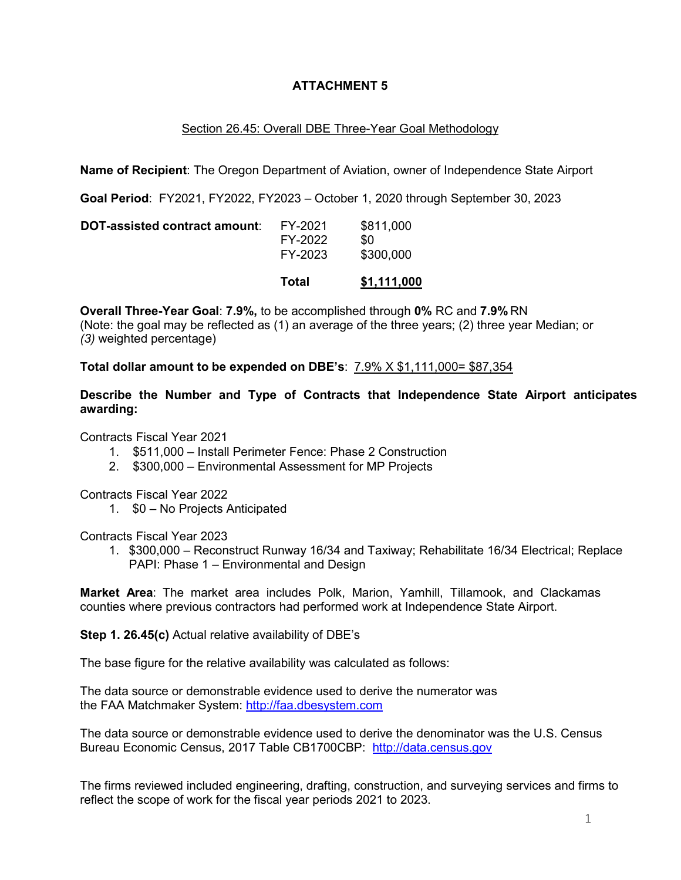# ATTACHMENT 5

## Section 26.45: Overall DBE Three-Year Goal Methodology

**Name of Recipient**: The Oregon Department of Aviation, owner of Independence State Airport

**Goal Period**: FY2021, FY2022, FY2023 – October 1, 2020 through September 30, 2023

| **DOT-assisted contract amount**: | FY-2021 | $811,000 |
|---|---|---|
| | FY-2022 | $0 |
| | FY-2023 | $300,000 |
| | **Total** | **$1,111,000** |

**Overall Three-Year Goal**: **7.9%,** to be accomplished through **0%** RC and **7.9%** RN
(Note: the goal may be reflected as (1) an average of the three years; (2) three year Median; or *(3)* weighted percentage)

**Total dollar amount to be expended on DBE's**: 7.9% X $1,111,000= $87,354

**Describe the Number and Type of Contracts that Independence State Airport anticipates awarding:**

Contracts Fiscal Year 2021

1. $511,000 – Install Perimeter Fence: Phase 2 Construction
2. $300,000 – Environmental Assessment for MP Projects

Contracts Fiscal Year 2022

1. $0 – No Projects Anticipated

Contracts Fiscal Year 2023

1. $300,000 – Reconstruct Runway 16/34 and Taxiway; Rehabilitate 16/34 Electrical; Replace PAPI: Phase 1 – Environmental and Design

**Market Area**: The market area includes Polk, Marion, Yamhill, Tillamook, and Clackamas counties where previous contractors had performed work at Independence State Airport.

**Step 1. 26.45(c)** Actual relative availability of DBE's

The base figure for the relative availability was calculated as follows:

The data source or demonstrable evidence used to derive the numerator was the FAA Matchmaker System: http://faa.dbesystem.com

The data source or demonstrable evidence used to derive the denominator was the U.S. Census Bureau Economic Census, 2017 Table CB1700CBP: http://data.census.gov

The firms reviewed included engineering, drafting, construction, and surveying services and firms to reflect the scope of work for the fiscal year periods 2021 to 2023.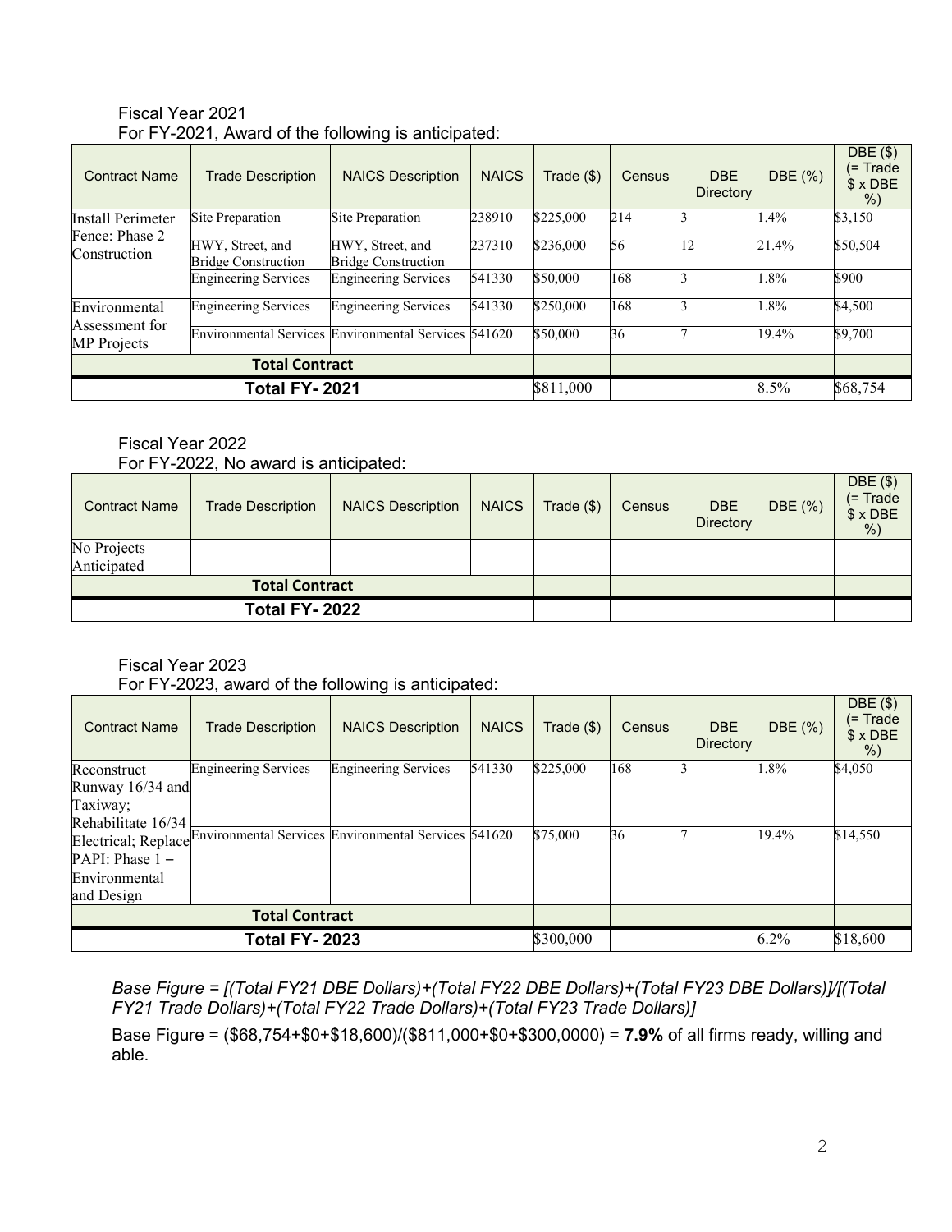Fiscal Year 2021
For FY-2021, Award of the following is anticipated:

| Contract Name | Trade Description | NAICS Description | NAICS | Trade ($) | Census | DBE Directory | DBE (%) | DBE ($) (= Trade $ x DBE %) |
|---|---|---|---|---|---|---|---|---|
| Install Perimeter Fence: Phase 2 Construction | Site Preparation | Site Preparation | 238910 | $225,000 | 214 | 3 | 1.4% | $3,150 |
| | HWY, Street, and Bridge Construction | HWY, Street, and Bridge Construction | 237310 | $236,000 | 56 | 12 | 21.4% | $50,504 |
| | Engineering Services | Engineering Services | 541330 | $50,000 | 168 | 3 | 1.8% | $900 |
| Environmental Assessment for MP Projects | Engineering Services | Engineering Services | 541330 | $250,000 | 168 | 3 | 1.8% | $4,500 |
| | Environmental Services | Environmental Services | 541620 | $50,000 | 36 | 7 | 19.4% | $9,700 |
| **Total Contract** | | | | | | | | |
| **Total FY- 2021** | | | | $811,000 | | | 8.5% | $68,754 |

Fiscal Year 2022
For FY-2022, No award is anticipated:

| Contract Name | Trade Description | NAICS Description | NAICS | Trade ($) | Census | DBE Directory | DBE (%) | DBE ($) (= Trade $ x DBE %) |
|---|---|---|---|---|---|---|---|---|
| No Projects Anticipated | | | | | | | | |
| **Total Contract** | | | | | | | | |
| **Total FY- 2022** | | | | | | | | |

Fiscal Year 2023
For FY-2023, award of the following is anticipated:

| Contract Name | Trade Description | NAICS Description | NAICS | Trade ($) | Census | DBE Directory | DBE (%) | DBE ($) (= Trade $ x DBE %) |
|---|---|---|---|---|---|---|---|---|
| Reconstruct Runway 16/34 and Taxiway; Rehabilitate 16/34 Electrical; Replace PAPI: Phase 1 – Environmental and Design | Engineering Services | Engineering Services | 541330 | $225,000 | 168 | 3 | 1.8% | $4,050 |
| | Environmental Services | Environmental Services | 541620 | $75,000 | 36 | 7 | 19.4% | $14,550 |
| **Total Contract** | | | | | | | | |
| **Total FY- 2023** | | | | $300,000 | | | 6.2% | $18,600 |

*Base Figure = [(Total FY21 DBE Dollars)+(Total FY22 DBE Dollars)+(Total FY23 DBE Dollars)]/[(Total FY21 Trade Dollars)+(Total FY22 Trade Dollars)+(Total FY23 Trade Dollars)]*

Base Figure = ($68,754+$0+$18,600)/($811,000+$0+$300,0000) = **7.9%** of all firms ready, willing and able.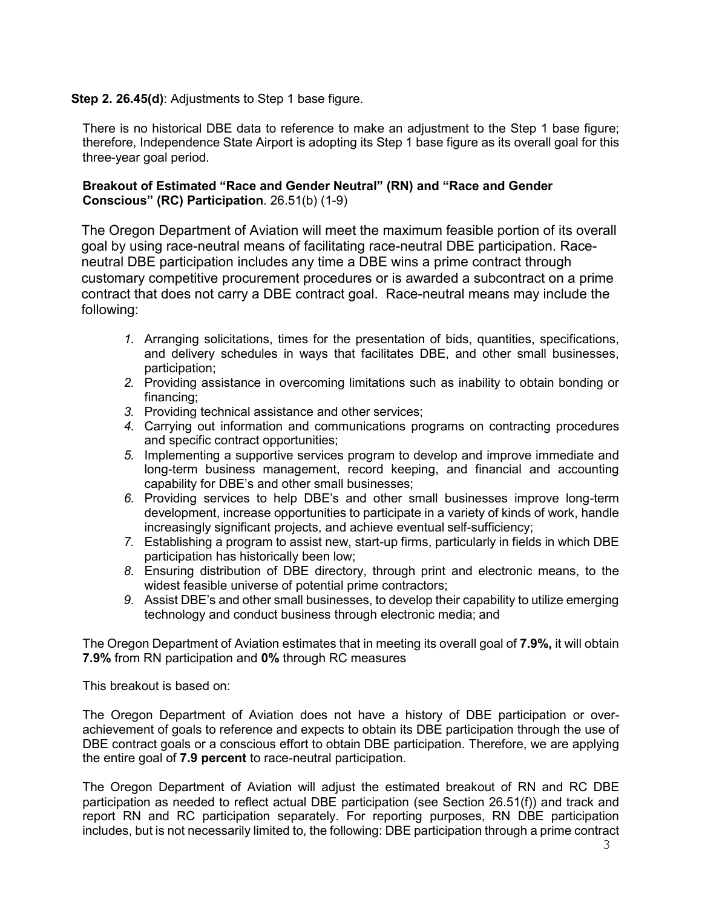**Step 2. 26.45(d)**: Adjustments to Step 1 base figure.

There is no historical DBE data to reference to make an adjustment to the Step 1 base figure; therefore, Independence State Airport is adopting its Step 1 base figure as its overall goal for this three-year goal period.

**Breakout of Estimated "Race and Gender Neutral" (RN) and "Race and Gender Conscious" (RC) Participation**. 26.51(b) (1-9)

The Oregon Department of Aviation will meet the maximum feasible portion of its overall goal by using race-neutral means of facilitating race-neutral DBE participation. Race-neutral DBE participation includes any time a DBE wins a prime contract through customary competitive procurement procedures or is awarded a subcontract on a prime contract that does not carry a DBE contract goal. Race-neutral means may include the following:

1. Arranging solicitations, times for the presentation of bids, quantities, specifications, and delivery schedules in ways that facilitates DBE, and other small businesses, participation;
2. Providing assistance in overcoming limitations such as inability to obtain bonding or financing;
3. Providing technical assistance and other services;
4. Carrying out information and communications programs on contracting procedures and specific contract opportunities;
5. Implementing a supportive services program to develop and improve immediate and long-term business management, record keeping, and financial and accounting capability for DBE's and other small businesses;
6. Providing services to help DBE's and other small businesses improve long-term development, increase opportunities to participate in a variety of kinds of work, handle increasingly significant projects, and achieve eventual self-sufficiency;
7. Establishing a program to assist new, start-up firms, particularly in fields in which DBE participation has historically been low;
8. Ensuring distribution of DBE directory, through print and electronic means, to the widest feasible universe of potential prime contractors;
9. Assist DBE's and other small businesses, to develop their capability to utilize emerging technology and conduct business through electronic media; and

The Oregon Department of Aviation estimates that in meeting its overall goal of **7.9%,** it will obtain **7.9%** from RN participation and **0%** through RC measures

This breakout is based on:

The Oregon Department of Aviation does not have a history of DBE participation or over-achievement of goals to reference and expects to obtain its DBE participation through the use of DBE contract goals or a conscious effort to obtain DBE participation. Therefore, we are applying the entire goal of **7.9 percent** to race-neutral participation.

The Oregon Department of Aviation will adjust the estimated breakout of RN and RC DBE participation as needed to reflect actual DBE participation (see Section 26.51(f)) and track and report RN and RC participation separately. For reporting purposes, RN DBE participation includes, but is not necessarily limited to, the following: DBE participation through a prime contract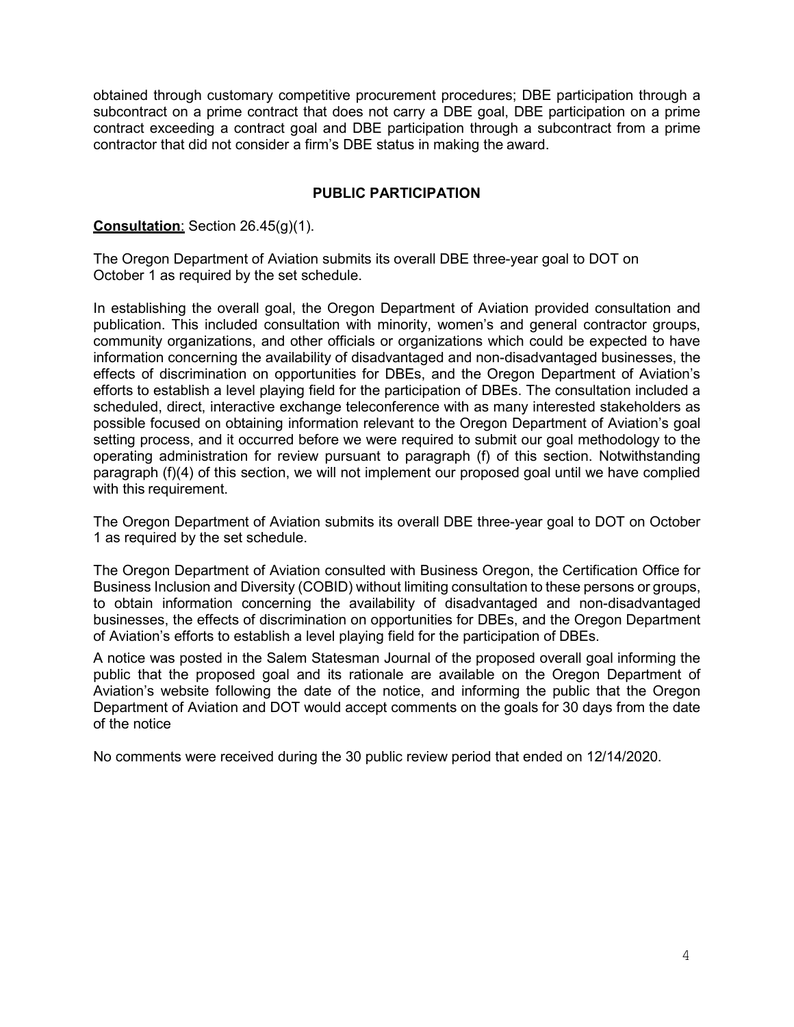obtained through customary competitive procurement procedures; DBE participation through a subcontract on a prime contract that does not carry a DBE goal, DBE participation on a prime contract exceeding a contract goal and DBE participation through a subcontract from a prime contractor that did not consider a firm's DBE status in making the award.

## PUBLIC PARTICIPATION

**Consultation**: Section 26.45(g)(1).

The Oregon Department of Aviation submits its overall DBE three-year goal to DOT on October 1 as required by the set schedule.

In establishing the overall goal, the Oregon Department of Aviation provided consultation and publication. This included consultation with minority, women's and general contractor groups, community organizations, and other officials or organizations which could be expected to have information concerning the availability of disadvantaged and non-disadvantaged businesses, the effects of discrimination on opportunities for DBEs, and the Oregon Department of Aviation's efforts to establish a level playing field for the participation of DBEs. The consultation included a scheduled, direct, interactive exchange teleconference with as many interested stakeholders as possible focused on obtaining information relevant to the Oregon Department of Aviation's goal setting process, and it occurred before we were required to submit our goal methodology to the operating administration for review pursuant to paragraph (f) of this section. Notwithstanding paragraph (f)(4) of this section, we will not implement our proposed goal until we have complied with this requirement.

The Oregon Department of Aviation submits its overall DBE three-year goal to DOT on October 1 as required by the set schedule.

The Oregon Department of Aviation consulted with Business Oregon, the Certification Office for Business Inclusion and Diversity (COBID) without limiting consultation to these persons or groups, to obtain information concerning the availability of disadvantaged and non-disadvantaged businesses, the effects of discrimination on opportunities for DBEs, and the Oregon Department of Aviation's efforts to establish a level playing field for the participation of DBEs.

A notice was posted in the Salem Statesman Journal of the proposed overall goal informing the public that the proposed goal and its rationale are available on the Oregon Department of Aviation's website following the date of the notice, and informing the public that the Oregon Department of Aviation and DOT would accept comments on the goals for 30 days from the date of the notice

No comments were received during the 30 public review period that ended on 12/14/2020.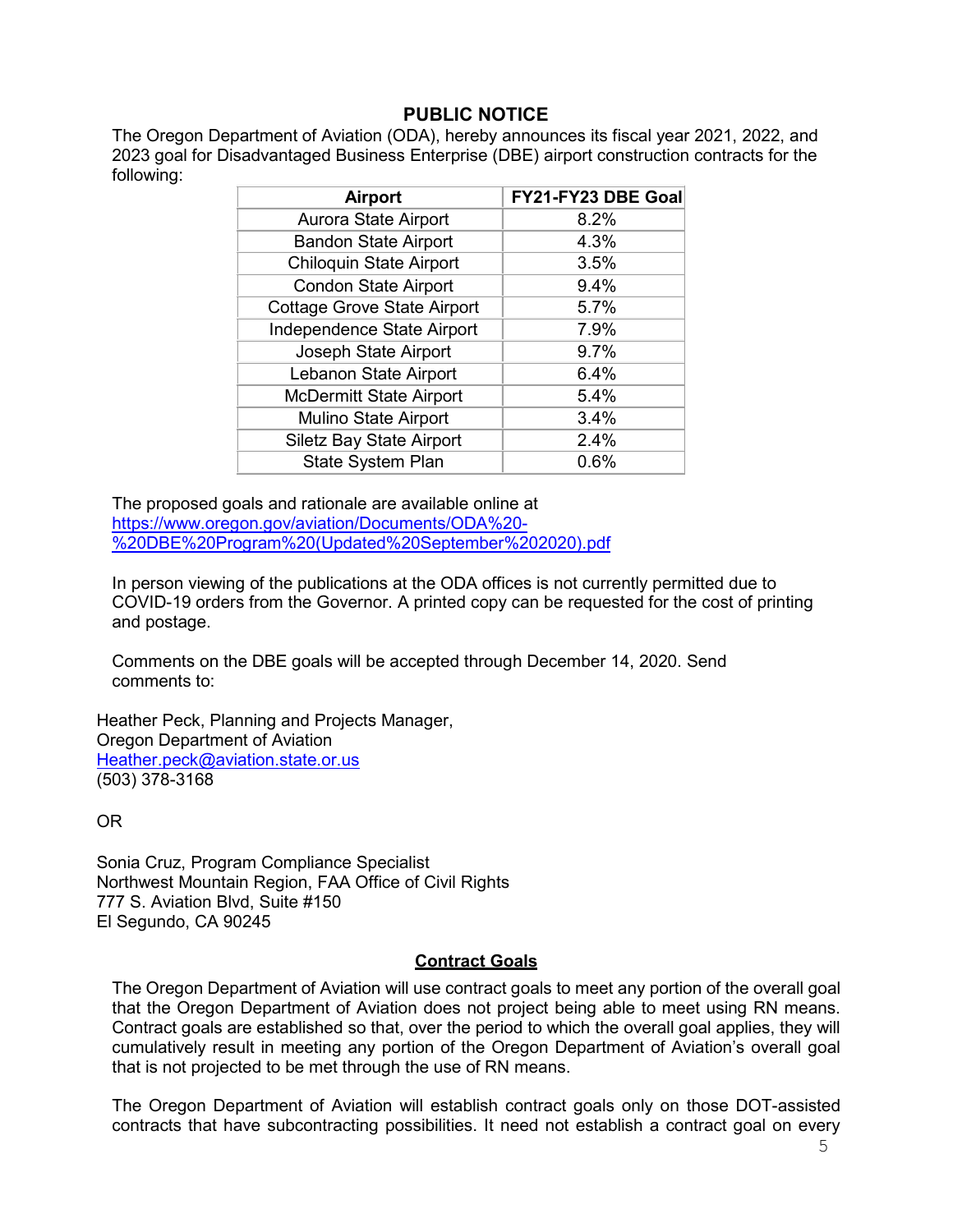## PUBLIC NOTICE

The Oregon Department of Aviation (ODA), hereby announces its fiscal year 2021, 2022, and 2023 goal for Disadvantaged Business Enterprise (DBE) airport construction contracts for the following:

| Airport | FY21-FY23 DBE Goal |
|---|---|
| Aurora State Airport | 8.2% |
| Bandon State Airport | 4.3% |
| Chiloquin State Airport | 3.5% |
| Condon State Airport | 9.4% |
| Cottage Grove State Airport | 5.7% |
| Independence State Airport | 7.9% |
| Joseph State Airport | 9.7% |
| Lebanon State Airport | 6.4% |
| McDermitt State Airport | 5.4% |
| Mulino State Airport | 3.4% |
| Siletz Bay State Airport | 2.4% |
| State System Plan | 0.6% |

The proposed goals and rationale are available online at [https://www.oregon.gov/aviation/Documents/ODA%20-%20DBE%20Program%20(Updated%20September%202020).pdf](https://www.oregon.gov/aviation/Documents/ODA%20-%20DBE%20Program%20(Updated%20September%202020).pdf)

In person viewing of the publications at the ODA offices is not currently permitted due to COVID-19 orders from the Governor. A printed copy can be requested for the cost of printing and postage.

Comments on the DBE goals will be accepted through December 14, 2020. Send comments to:

Heather Peck, Planning and Projects Manager,
Oregon Department of Aviation
[Heather.peck@aviation.state.or.us](mailto:Heather.peck@aviation.state.or.us)
(503) 378-3168

OR

Sonia Cruz, Program Compliance Specialist
Northwest Mountain Region, FAA Office of Civil Rights
777 S. Aviation Blvd, Suite #150
El Segundo, CA 90245

### Contract Goals

The Oregon Department of Aviation will use contract goals to meet any portion of the overall goal that the Oregon Department of Aviation does not project being able to meet using RN means. Contract goals are established so that, over the period to which the overall goal applies, they will cumulatively result in meeting any portion of the Oregon Department of Aviation's overall goal that is not projected to be met through the use of RN means.

The Oregon Department of Aviation will establish contract goals only on those DOT-assisted contracts that have subcontracting possibilities. It need not establish a contract goal on every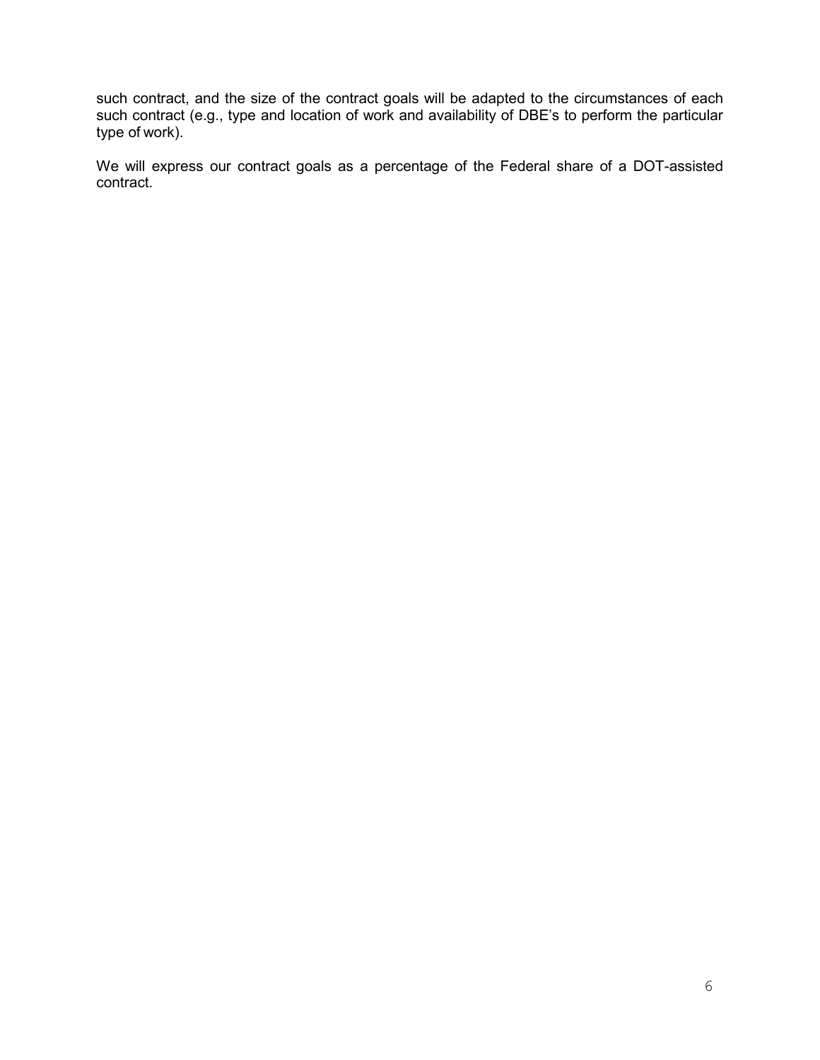such contract, and the size of the contract goals will be adapted to the circumstances of each such contract (e.g., type and location of work and availability of DBE's to perform the particular type of work).

We will express our contract goals as a percentage of the Federal share of a DOT-assisted contract.